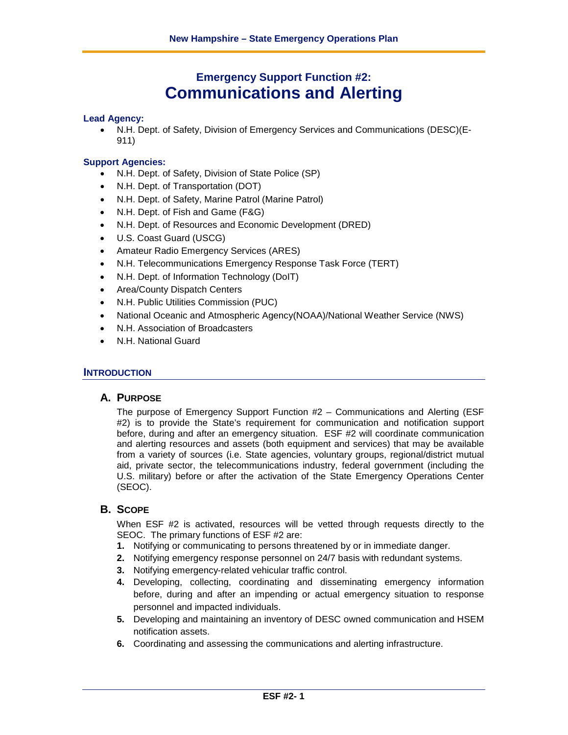# Emergency Support Function #2: Communications and Alerting

**Lead Agency:**

- N.H. Dept. of Safety, Division of Emergency Services and Communications (DESC)(E-911)

**Support Agencies:**

- N.H. Dept. of Safety, Division of State Police (SP)
- N.H. Dept. of Transportation (DOT)
- N.H. Dept. of Safety, Marine Patrol (Marine Patrol)
- N.H. Dept. of Fish and Game (F&G)
- N.H. Dept. of Resources and Economic Development (DRED)
- U.S. Coast Guard (USCG)
- Amateur Radio Emergency Services (ARES)
- N.H. Telecommunications Emergency Response Task Force (TERT)
- N.H. Dept. of Information Technology (DoIT)
- Area/County Dispatch Centers
- N.H. Public Utilities Commission (PUC)
- National Oceanic and Atmospheric Agency(NOAA)/National Weather Service (NWS)
- N.H. Association of Broadcasters
- N.H. National Guard

## Introduction

### A. Purpose

The purpose of Emergency Support Function #2 – Communications and Alerting (ESF #2) is to provide the State's requirement for communication and notification support before, during and after an emergency situation. ESF #2 will coordinate communication and alerting resources and assets (both equipment and services) that may be available from a variety of sources (i.e. State agencies, voluntary groups, regional/district mutual aid, private sector, the telecommunications industry, federal government (including the U.S. military) before or after the activation of the State Emergency Operations Center (SEOC).

### B. Scope

When ESF #2 is activated, resources will be vetted through requests directly to the SEOC. The primary functions of ESF #2 are:

1. Notifying or communicating to persons threatened by or in immediate danger.
2. Notifying emergency response personnel on 24/7 basis with redundant systems.
3. Notifying emergency-related vehicular traffic control.
4. Developing, collecting, coordinating and disseminating emergency information before, during and after an impending or actual emergency situation to response personnel and impacted individuals.
5. Developing and maintaining an inventory of DESC owned communication and HSEM notification assets.
6. Coordinating and assessing the communications and alerting infrastructure.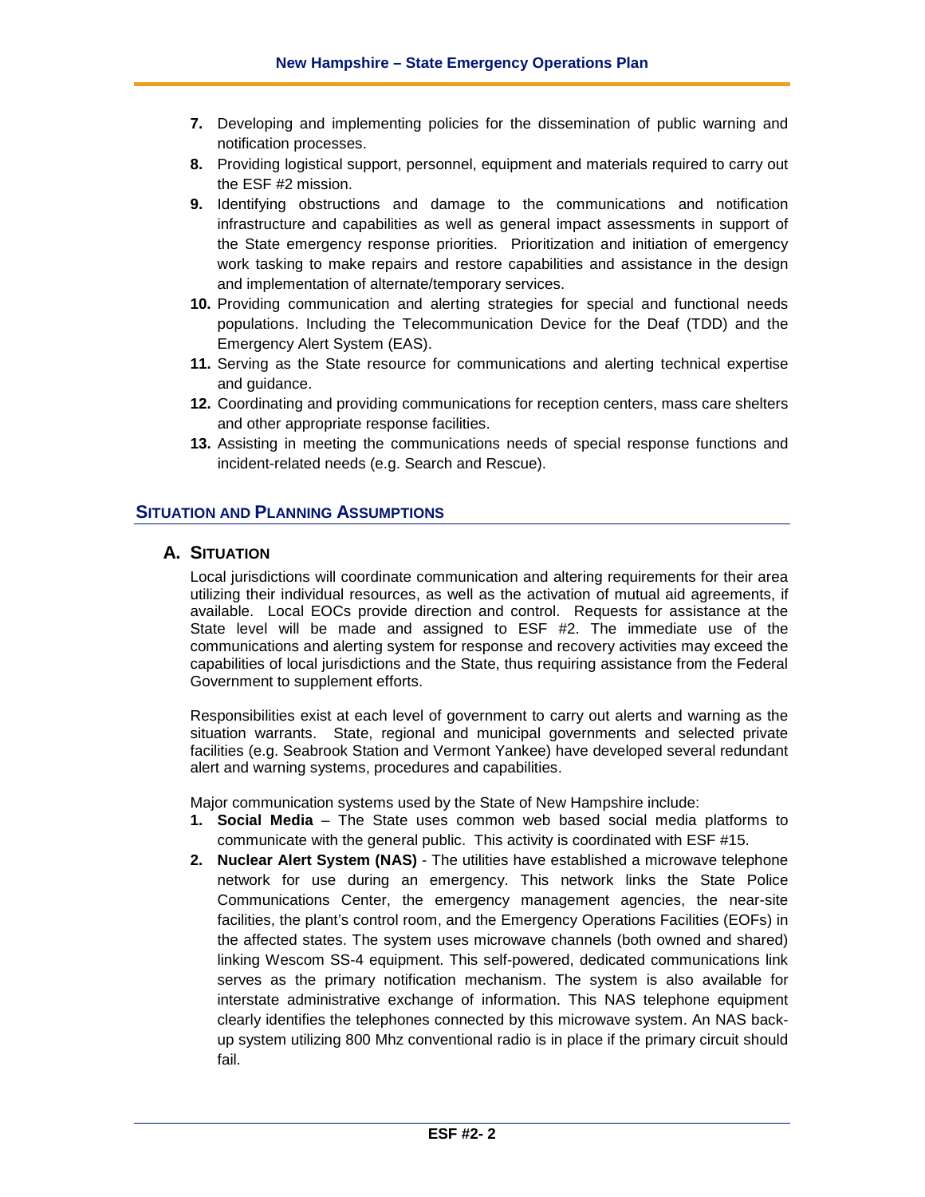7. Developing and implementing policies for the dissemination of public warning and notification processes.
8. Providing logistical support, personnel, equipment and materials required to carry out the ESF #2 mission.
9. Identifying obstructions and damage to the communications and notification infrastructure and capabilities as well as general impact assessments in support of the State emergency response priorities. Prioritization and initiation of emergency work tasking to make repairs and restore capabilities and assistance in the design and implementation of alternate/temporary services.
10. Providing communication and alerting strategies for special and functional needs populations. Including the Telecommunication Device for the Deaf (TDD) and the Emergency Alert System (EAS).
11. Serving as the State resource for communications and alerting technical expertise and guidance.
12. Coordinating and providing communications for reception centers, mass care shelters and other appropriate response facilities.
13. Assisting in meeting the communications needs of special response functions and incident-related needs (e.g. Search and Rescue).

## Situation and Planning Assumptions

### A. Situation

Local jurisdictions will coordinate communication and altering requirements for their area utilizing their individual resources, as well as the activation of mutual aid agreements, if available. Local EOCs provide direction and control. Requests for assistance at the State level will be made and assigned to ESF #2. The immediate use of the communications and alerting system for response and recovery activities may exceed the capabilities of local jurisdictions and the State, thus requiring assistance from the Federal Government to supplement efforts.

Responsibilities exist at each level of government to carry out alerts and warning as the situation warrants. State, regional and municipal governments and selected private facilities (e.g. Seabrook Station and Vermont Yankee) have developed several redundant alert and warning systems, procedures and capabilities.

Major communication systems used by the State of New Hampshire include:

1. **Social Media** – The State uses common web based social media platforms to communicate with the general public. This activity is coordinated with ESF #15.
2. **Nuclear Alert System (NAS)** - The utilities have established a microwave telephone network for use during an emergency. This network links the State Police Communications Center, the emergency management agencies, the near-site facilities, the plant's control room, and the Emergency Operations Facilities (EOFs) in the affected states. The system uses microwave channels (both owned and shared) linking Wescom SS-4 equipment. This self-powered, dedicated communications link serves as the primary notification mechanism. The system is also available for interstate administrative exchange of information. This NAS telephone equipment clearly identifies the telephones connected by this microwave system. An NAS back-up system utilizing 800 Mhz conventional radio is in place if the primary circuit should fail.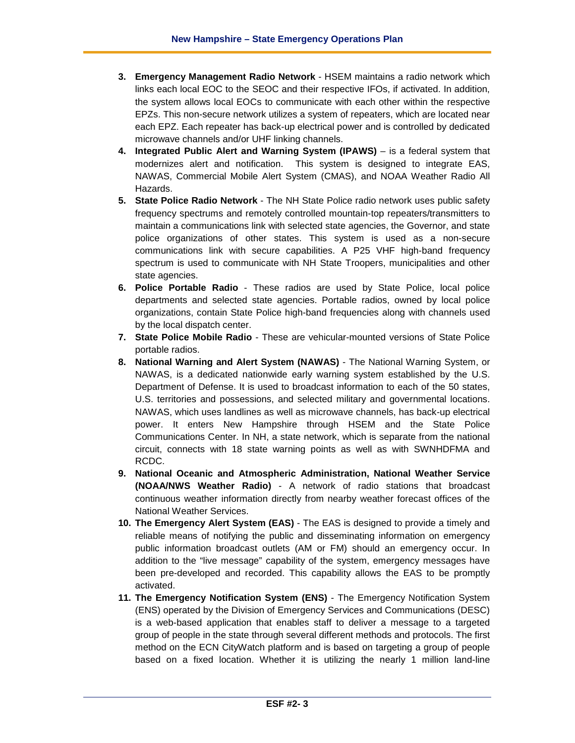3. **Emergency Management Radio Network** - HSEM maintains a radio network which links each local EOC to the SEOC and their respective IFOs, if activated. In addition, the system allows local EOCs to communicate with each other within the respective EPZs. This non-secure network utilizes a system of repeaters, which are located near each EPZ. Each repeater has back-up electrical power and is controlled by dedicated microwave channels and/or UHF linking channels.
4. **Integrated Public Alert and Warning System (IPAWS)** – is a federal system that modernizes alert and notification. This system is designed to integrate EAS, NAWAS, Commercial Mobile Alert System (CMAS), and NOAA Weather Radio All Hazards.
5. **State Police Radio Network** - The NH State Police radio network uses public safety frequency spectrums and remotely controlled mountain-top repeaters/transmitters to maintain a communications link with selected state agencies, the Governor, and state police organizations of other states. This system is used as a non-secure communications link with secure capabilities. A P25 VHF high-band frequency spectrum is used to communicate with NH State Troopers, municipalities and other state agencies.
6. **Police Portable Radio** - These radios are used by State Police, local police departments and selected state agencies. Portable radios, owned by local police organizations, contain State Police high-band frequencies along with channels used by the local dispatch center.
7. **State Police Mobile Radio** - These are vehicular-mounted versions of State Police portable radios.
8. **National Warning and Alert System (NAWAS)** - The National Warning System, or NAWAS, is a dedicated nationwide early warning system established by the U.S. Department of Defense. It is used to broadcast information to each of the 50 states, U.S. territories and possessions, and selected military and governmental locations. NAWAS, which uses landlines as well as microwave channels, has back-up electrical power. It enters New Hampshire through HSEM and the State Police Communications Center. In NH, a state network, which is separate from the national circuit, connects with 18 state warning points as well as with SWNHDFMA and RCDC.
9. **National Oceanic and Atmospheric Administration, National Weather Service (NOAA/NWS Weather Radio)** - A network of radio stations that broadcast continuous weather information directly from nearby weather forecast offices of the National Weather Services.
10. **The Emergency Alert System (EAS)** - The EAS is designed to provide a timely and reliable means of notifying the public and disseminating information on emergency public information broadcast outlets (AM or FM) should an emergency occur. In addition to the "live message" capability of the system, emergency messages have been pre-developed and recorded. This capability allows the EAS to be promptly activated.
11. **The Emergency Notification System (ENS)** - The Emergency Notification System (ENS) operated by the Division of Emergency Services and Communications (DESC) is a web-based application that enables staff to deliver a message to a targeted group of people in the state through several different methods and protocols. The first method on the ECN CityWatch platform and is based on targeting a group of people based on a fixed location. Whether it is utilizing the nearly 1 million land-line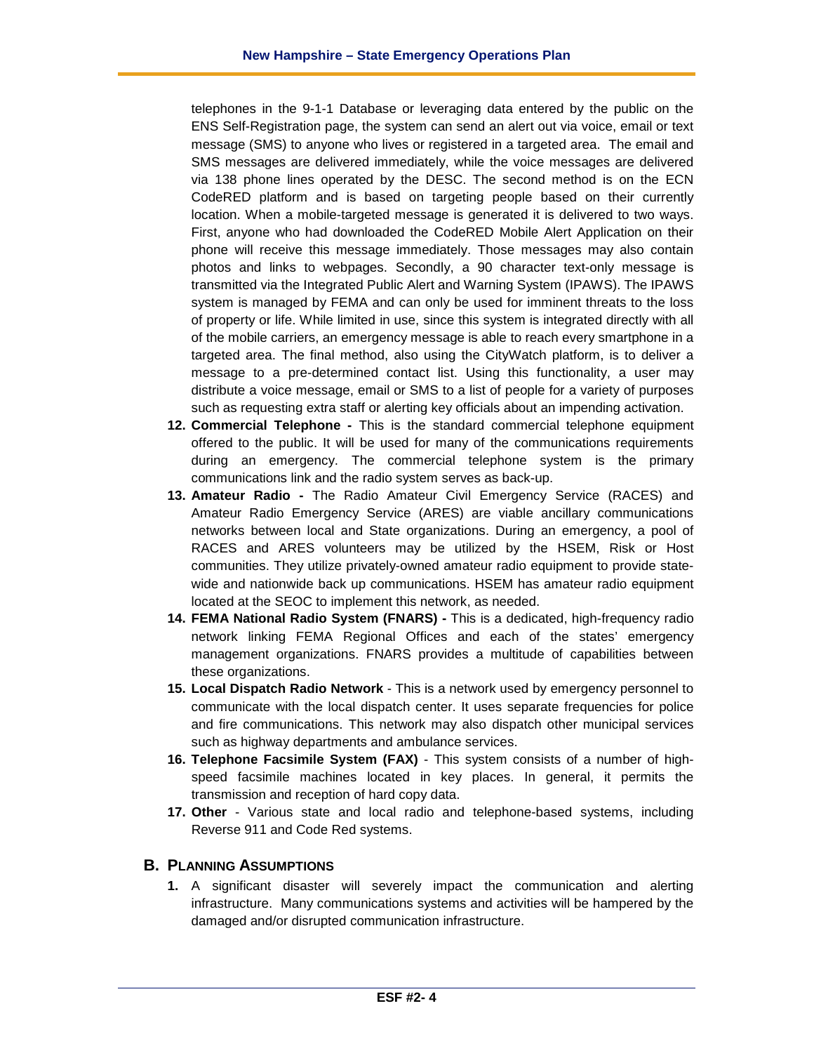telephones in the 9-1-1 Database or leveraging data entered by the public on the ENS Self-Registration page, the system can send an alert out via voice, email or text message (SMS) to anyone who lives or registered in a targeted area. The email and SMS messages are delivered immediately, while the voice messages are delivered via 138 phone lines operated by the DESC. The second method is on the ECN CodeRED platform and is based on targeting people based on their currently location. When a mobile-targeted message is generated it is delivered to two ways. First, anyone who had downloaded the CodeRED Mobile Alert Application on their phone will receive this message immediately. Those messages may also contain photos and links to webpages. Secondly, a 90 character text-only message is transmitted via the Integrated Public Alert and Warning System (IPAWS). The IPAWS system is managed by FEMA and can only be used for imminent threats to the loss of property or life. While limited in use, since this system is integrated directly with all of the mobile carriers, an emergency message is able to reach every smartphone in a targeted area. The final method, also using the CityWatch platform, is to deliver a message to a pre-determined contact list. Using this functionality, a user may distribute a voice message, email or SMS to a list of people for a variety of purposes such as requesting extra staff or alerting key officials about an impending activation.

12. **Commercial Telephone -** This is the standard commercial telephone equipment offered to the public. It will be used for many of the communications requirements during an emergency. The commercial telephone system is the primary communications link and the radio system serves as back-up.
13. **Amateur Radio -** The Radio Amateur Civil Emergency Service (RACES) and Amateur Radio Emergency Service (ARES) are viable ancillary communications networks between local and State organizations. During an emergency, a pool of RACES and ARES volunteers may be utilized by the HSEM, Risk or Host communities. They utilize privately-owned amateur radio equipment to provide state-wide and nationwide back up communications. HSEM has amateur radio equipment located at the SEOC to implement this network, as needed.
14. **FEMA National Radio System (FNARS) -** This is a dedicated, high-frequency radio network linking FEMA Regional Offices and each of the states' emergency management organizations. FNARS provides a multitude of capabilities between these organizations.
15. **Local Dispatch Radio Network** - This is a network used by emergency personnel to communicate with the local dispatch center. It uses separate frequencies for police and fire communications. This network may also dispatch other municipal services such as highway departments and ambulance services.
16. **Telephone Facsimile System (FAX)** - This system consists of a number of high-speed facsimile machines located in key places. In general, it permits the transmission and reception of hard copy data.
17. **Other** - Various state and local radio and telephone-based systems, including Reverse 911 and Code Red systems.

## B. Planning Assumptions

1. A significant disaster will severely impact the communication and alerting infrastructure. Many communications systems and activities will be hampered by the damaged and/or disrupted communication infrastructure.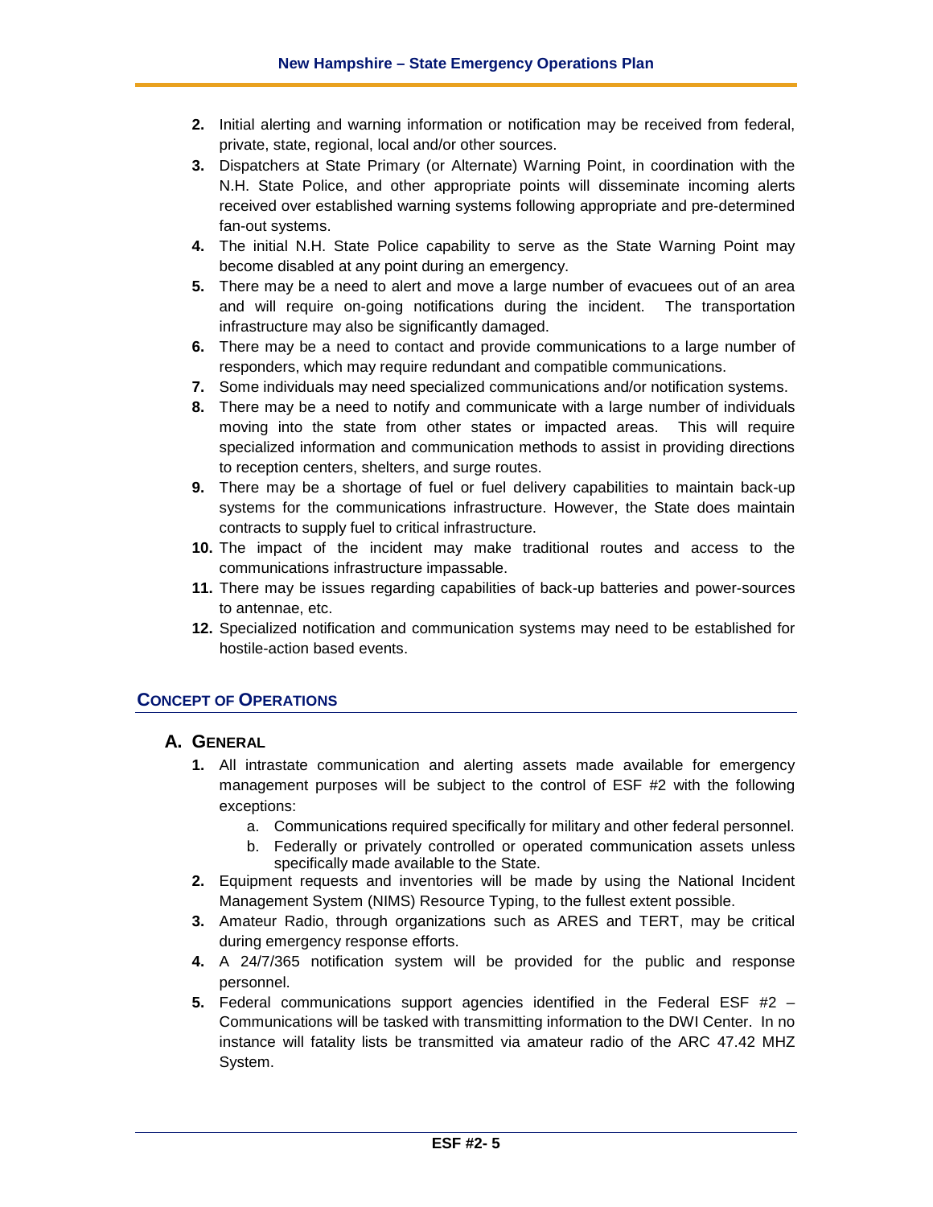2. Initial alerting and warning information or notification may be received from federal, private, state, regional, local and/or other sources.
3. Dispatchers at State Primary (or Alternate) Warning Point, in coordination with the N.H. State Police, and other appropriate points will disseminate incoming alerts received over established warning systems following appropriate and pre-determined fan-out systems.
4. The initial N.H. State Police capability to serve as the State Warning Point may become disabled at any point during an emergency.
5. There may be a need to alert and move a large number of evacuees out of an area and will require on-going notifications during the incident. The transportation infrastructure may also be significantly damaged.
6. There may be a need to contact and provide communications to a large number of responders, which may require redundant and compatible communications.
7. Some individuals may need specialized communications and/or notification systems.
8. There may be a need to notify and communicate with a large number of individuals moving into the state from other states or impacted areas. This will require specialized information and communication methods to assist in providing directions to reception centers, shelters, and surge routes.
9. There may be a shortage of fuel or fuel delivery capabilities to maintain back-up systems for the communications infrastructure. However, the State does maintain contracts to supply fuel to critical infrastructure.
10. The impact of the incident may make traditional routes and access to the communications infrastructure impassable.
11. There may be issues regarding capabilities of back-up batteries and power-sources to antennae, etc.
12. Specialized notification and communication systems may need to be established for hostile-action based events.

## Concept of Operations

### A. General

1. All intrastate communication and alerting assets made available for emergency management purposes will be subject to the control of ESF #2 with the following exceptions:
   a. Communications required specifically for military and other federal personnel.
   b. Federally or privately controlled or operated communication assets unless specifically made available to the State.
2. Equipment requests and inventories will be made by using the National Incident Management System (NIMS) Resource Typing, to the fullest extent possible.
3. Amateur Radio, through organizations such as ARES and TERT, may be critical during emergency response efforts.
4. A 24/7/365 notification system will be provided for the public and response personnel.
5. Federal communications support agencies identified in the Federal ESF #2 – Communications will be tasked with transmitting information to the DWI Center. In no instance will fatality lists be transmitted via amateur radio of the ARC 47.42 MHZ System.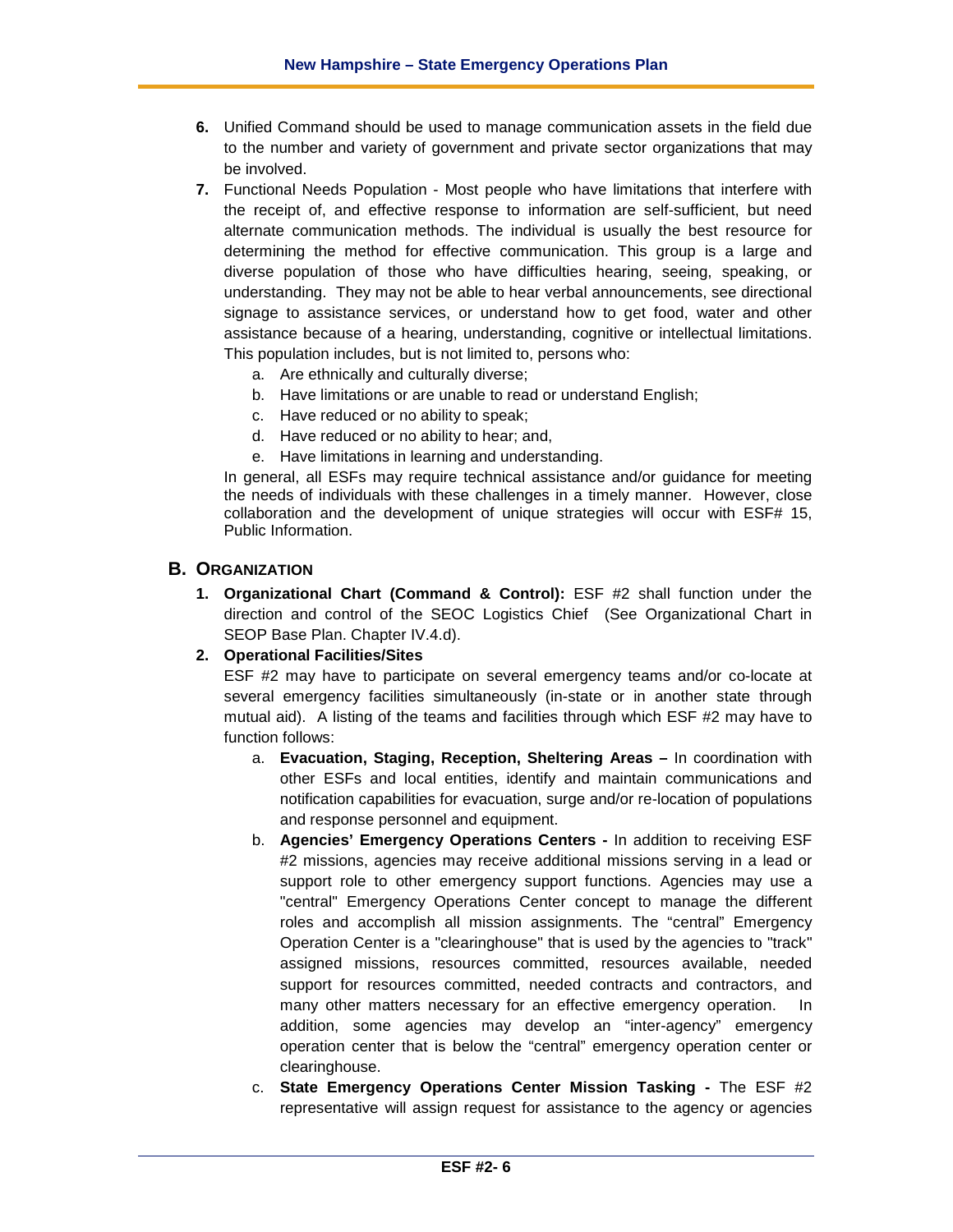6. Unified Command should be used to manage communication assets in the field due to the number and variety of government and private sector organizations that may be involved.
7. Functional Needs Population - Most people who have limitations that interfere with the receipt of, and effective response to information are self-sufficient, but need alternate communication methods. The individual is usually the best resource for determining the method for effective communication. This group is a large and diverse population of those who have difficulties hearing, seeing, speaking, or understanding. They may not be able to hear verbal announcements, see directional signage to assistance services, or understand how to get food, water and other assistance because of a hearing, understanding, cognitive or intellectual limitations. This population includes, but is not limited to, persons who:
   a. Are ethnically and culturally diverse;
   b. Have limitations or are unable to read or understand English;
   c. Have reduced or no ability to speak;
   d. Have reduced or no ability to hear; and,
   e. Have limitations in learning and understanding.

   In general, all ESFs may require technical assistance and/or guidance for meeting the needs of individuals with these challenges in a timely manner. However, close collaboration and the development of unique strategies will occur with ESF# 15, Public Information.

## B. Organization

1. **Organizational Chart (Command & Control):** ESF #2 shall function under the direction and control of the SEOC Logistics Chief (See Organizational Chart in SEOP Base Plan. Chapter IV.4.d).
2. **Operational Facilities/Sites**

   ESF #2 may have to participate on several emergency teams and/or co-locate at several emergency facilities simultaneously (in-state or in another state through mutual aid). A listing of the teams and facilities through which ESF #2 may have to function follows:
   a. **Evacuation, Staging, Reception, Sheltering Areas –** In coordination with other ESFs and local entities, identify and maintain communications and notification capabilities for evacuation, surge and/or re-location of populations and response personnel and equipment.
   b. **Agencies' Emergency Operations Centers -** In addition to receiving ESF #2 missions, agencies may receive additional missions serving in a lead or support role to other emergency support functions. Agencies may use a "central" Emergency Operations Center concept to manage the different roles and accomplish all mission assignments. The "central" Emergency Operation Center is a "clearinghouse" that is used by the agencies to "track" assigned missions, resources committed, resources available, needed support for resources committed, needed contracts and contractors, and many other matters necessary for an effective emergency operation. In addition, some agencies may develop an "inter-agency" emergency operation center that is below the "central" emergency operation center or clearinghouse.
   c. **State Emergency Operations Center Mission Tasking -** The ESF #2 representative will assign request for assistance to the agency or agencies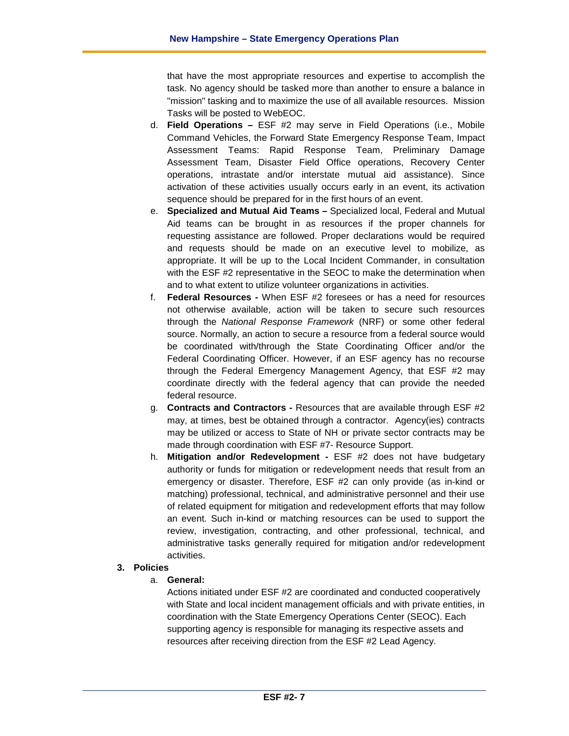that have the most appropriate resources and expertise to accomplish the task. No agency should be tasked more than another to ensure a balance in "mission" tasking and to maximize the use of all available resources. Mission Tasks will be posted to WebEOC.

d. **Field Operations –** ESF #2 may serve in Field Operations (i.e., Mobile Command Vehicles, the Forward State Emergency Response Team, Impact Assessment Teams: Rapid Response Team, Preliminary Damage Assessment Team, Disaster Field Office operations, Recovery Center operations, intrastate and/or interstate mutual aid assistance). Since activation of these activities usually occurs early in an event, its activation sequence should be prepared for in the first hours of an event.

e. **Specialized and Mutual Aid Teams –** Specialized local, Federal and Mutual Aid teams can be brought in as resources if the proper channels for requesting assistance are followed. Proper declarations would be required and requests should be made on an executive level to mobilize, as appropriate. It will be up to the Local Incident Commander, in consultation with the ESF #2 representative in the SEOC to make the determination when and to what extent to utilize volunteer organizations in activities.

f. **Federal Resources -** When ESF #2 foresees or has a need for resources not otherwise available, action will be taken to secure such resources through the *National Response Framework* (NRF) or some other federal source. Normally, an action to secure a resource from a federal source would be coordinated with/through the State Coordinating Officer and/or the Federal Coordinating Officer. However, if an ESF agency has no recourse through the Federal Emergency Management Agency, that ESF #2 may coordinate directly with the federal agency that can provide the needed federal resource.

g. **Contracts and Contractors -** Resources that are available through ESF #2 may, at times, best be obtained through a contractor. Agency(ies) contracts may be utilized or access to State of NH or private sector contracts may be made through coordination with ESF #7- Resource Support.

h. **Mitigation and/or Redevelopment -** ESF #2 does not have budgetary authority or funds for mitigation or redevelopment needs that result from an emergency or disaster. Therefore, ESF #2 can only provide (as in-kind or matching) professional, technical, and administrative personnel and their use of related equipment for mitigation and redevelopment efforts that may follow an event. Such in-kind or matching resources can be used to support the review, investigation, contracting, and other professional, technical, and administrative tasks generally required for mitigation and/or redevelopment activities.

**3. Policies**

a. **General:**

Actions initiated under ESF #2 are coordinated and conducted cooperatively with State and local incident management officials and with private entities, in coordination with the State Emergency Operations Center (SEOC). Each supporting agency is responsible for managing its respective assets and resources after receiving direction from the ESF #2 Lead Agency.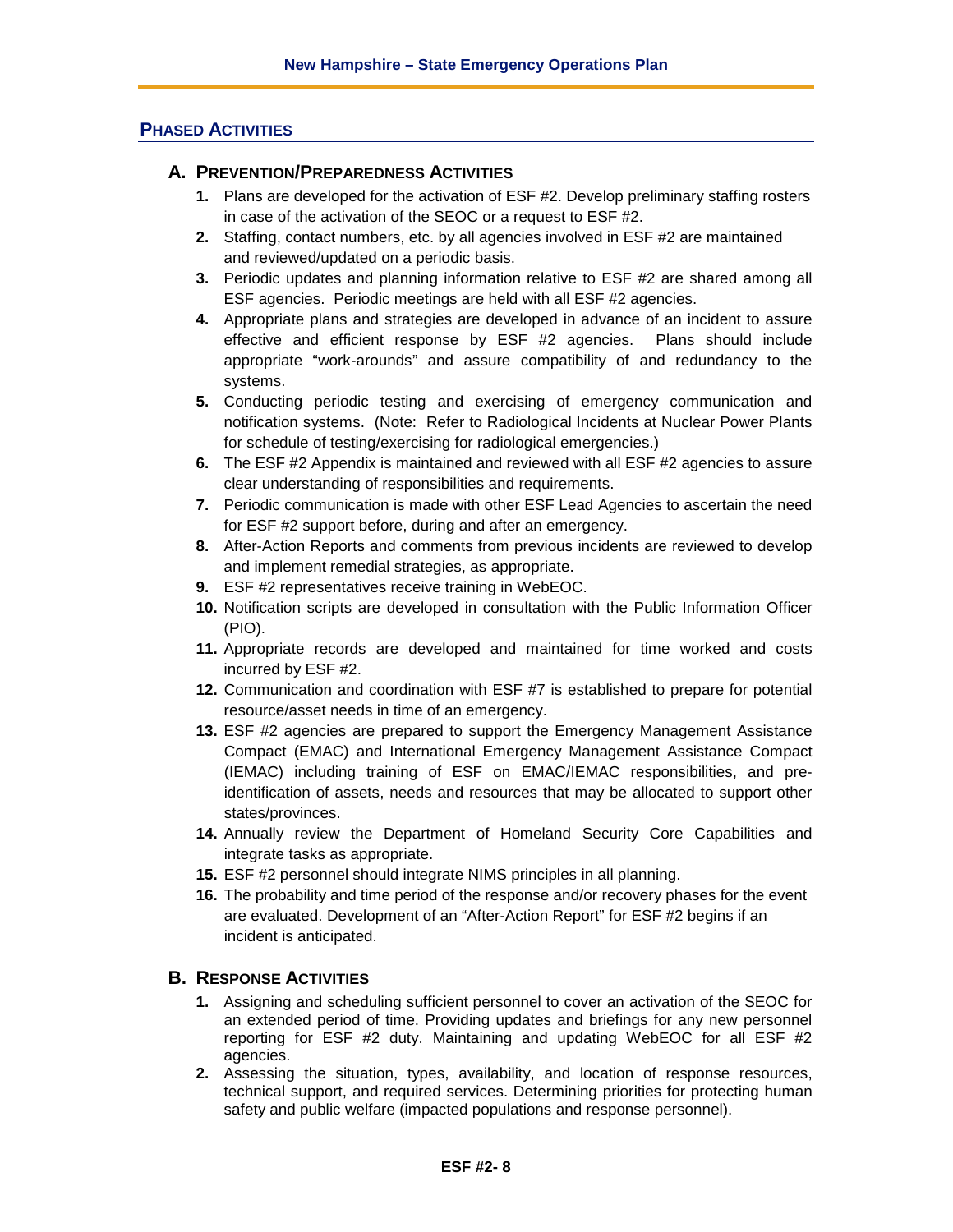## PHASED ACTIVITIES

### A. PREVENTION/PREPAREDNESS ACTIVITIES

1. Plans are developed for the activation of ESF #2. Develop preliminary staffing rosters in case of the activation of the SEOC or a request to ESF #2.
2. Staffing, contact numbers, etc. by all agencies involved in ESF #2 are maintained and reviewed/updated on a periodic basis.
3. Periodic updates and planning information relative to ESF #2 are shared among all ESF agencies. Periodic meetings are held with all ESF #2 agencies.
4. Appropriate plans and strategies are developed in advance of an incident to assure effective and efficient response by ESF #2 agencies. Plans should include appropriate "work-arounds" and assure compatibility of and redundancy to the systems.
5. Conducting periodic testing and exercising of emergency communication and notification systems. (Note: Refer to Radiological Incidents at Nuclear Power Plants for schedule of testing/exercising for radiological emergencies.)
6. The ESF #2 Appendix is maintained and reviewed with all ESF #2 agencies to assure clear understanding of responsibilities and requirements.
7. Periodic communication is made with other ESF Lead Agencies to ascertain the need for ESF #2 support before, during and after an emergency.
8. After-Action Reports and comments from previous incidents are reviewed to develop and implement remedial strategies, as appropriate.
9. ESF #2 representatives receive training in WebEOC.
10. Notification scripts are developed in consultation with the Public Information Officer (PIO).
11. Appropriate records are developed and maintained for time worked and costs incurred by ESF #2.
12. Communication and coordination with ESF #7 is established to prepare for potential resource/asset needs in time of an emergency.
13. ESF #2 agencies are prepared to support the Emergency Management Assistance Compact (EMAC) and International Emergency Management Assistance Compact (IEMAC) including training of ESF on EMAC/IEMAC responsibilities, and pre-identification of assets, needs and resources that may be allocated to support other states/provinces.
14. Annually review the Department of Homeland Security Core Capabilities and integrate tasks as appropriate.
15. ESF #2 personnel should integrate NIMS principles in all planning.
16. The probability and time period of the response and/or recovery phases for the event are evaluated. Development of an "After-Action Report" for ESF #2 begins if an incident is anticipated.

### B. RESPONSE ACTIVITIES

1. Assigning and scheduling sufficient personnel to cover an activation of the SEOC for an extended period of time. Providing updates and briefings for any new personnel reporting for ESF #2 duty. Maintaining and updating WebEOC for all ESF #2 agencies.
2. Assessing the situation, types, availability, and location of response resources, technical support, and required services. Determining priorities for protecting human safety and public welfare (impacted populations and response personnel).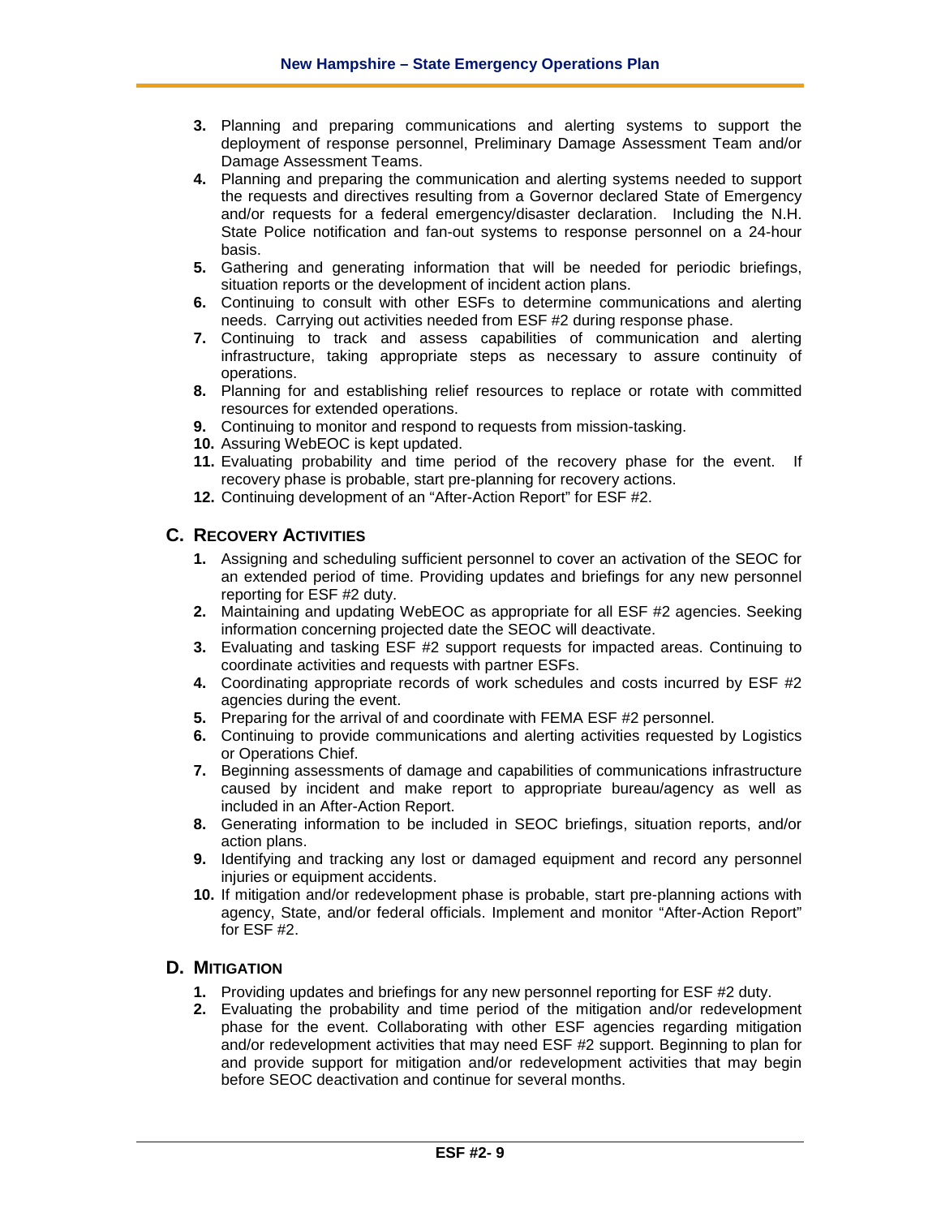3. Planning and preparing communications and alerting systems to support the deployment of response personnel, Preliminary Damage Assessment Team and/or Damage Assessment Teams.
4. Planning and preparing the communication and alerting systems needed to support the requests and directives resulting from a Governor declared State of Emergency and/or requests for a federal emergency/disaster declaration. Including the N.H. State Police notification and fan-out systems to response personnel on a 24-hour basis.
5. Gathering and generating information that will be needed for periodic briefings, situation reports or the development of incident action plans.
6. Continuing to consult with other ESFs to determine communications and alerting needs. Carrying out activities needed from ESF #2 during response phase.
7. Continuing to track and assess capabilities of communication and alerting infrastructure, taking appropriate steps as necessary to assure continuity of operations.
8. Planning for and establishing relief resources to replace or rotate with committed resources for extended operations.
9. Continuing to monitor and respond to requests from mission-tasking.
10. Assuring WebEOC is kept updated.
11. Evaluating probability and time period of the recovery phase for the event. If recovery phase is probable, start pre-planning for recovery actions.
12. Continuing development of an "After-Action Report" for ESF #2.

## C. Recovery Activities

1. Assigning and scheduling sufficient personnel to cover an activation of the SEOC for an extended period of time. Providing updates and briefings for any new personnel reporting for ESF #2 duty.
2. Maintaining and updating WebEOC as appropriate for all ESF #2 agencies. Seeking information concerning projected date the SEOC will deactivate.
3. Evaluating and tasking ESF #2 support requests for impacted areas. Continuing to coordinate activities and requests with partner ESFs.
4. Coordinating appropriate records of work schedules and costs incurred by ESF #2 agencies during the event.
5. Preparing for the arrival of and coordinate with FEMA ESF #2 personnel.
6. Continuing to provide communications and alerting activities requested by Logistics or Operations Chief.
7. Beginning assessments of damage and capabilities of communications infrastructure caused by incident and make report to appropriate bureau/agency as well as included in an After-Action Report.
8. Generating information to be included in SEOC briefings, situation reports, and/or action plans.
9. Identifying and tracking any lost or damaged equipment and record any personnel injuries or equipment accidents.
10. If mitigation and/or redevelopment phase is probable, start pre-planning actions with agency, State, and/or federal officials. Implement and monitor "After-Action Report" for ESF #2.

## D. Mitigation

1. Providing updates and briefings for any new personnel reporting for ESF #2 duty.
2. Evaluating the probability and time period of the mitigation and/or redevelopment phase for the event. Collaborating with other ESF agencies regarding mitigation and/or redevelopment activities that may need ESF #2 support. Beginning to plan for and provide support for mitigation and/or redevelopment activities that may begin before SEOC deactivation and continue for several months.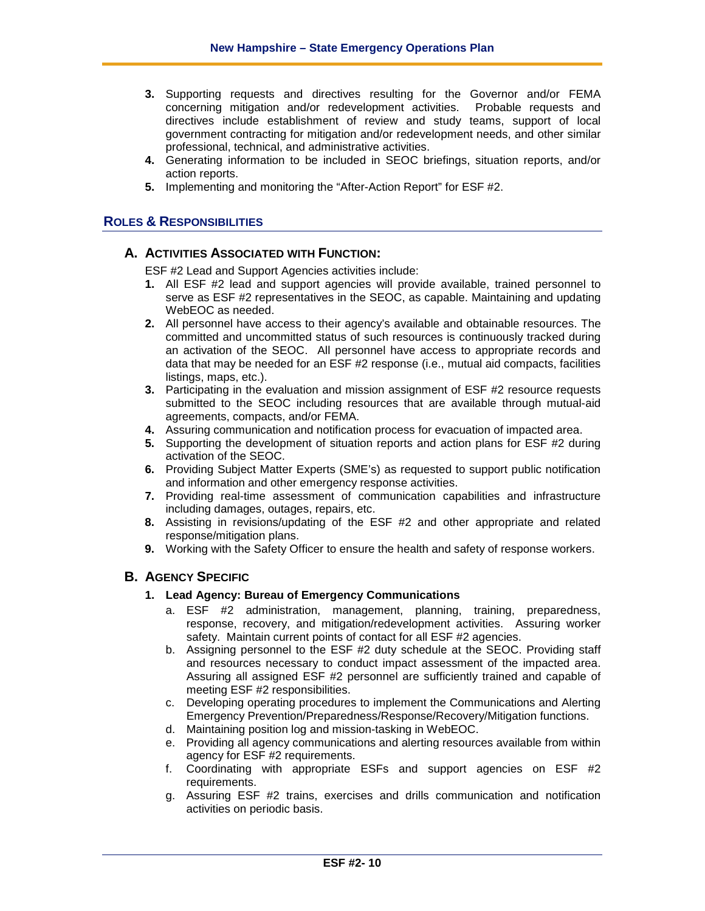3. Supporting requests and directives resulting for the Governor and/or FEMA concerning mitigation and/or redevelopment activities. Probable requests and directives include establishment of review and study teams, support of local government contracting for mitigation and/or redevelopment needs, and other similar professional, technical, and administrative activities.
4. Generating information to be included in SEOC briefings, situation reports, and/or action reports.
5. Implementing and monitoring the "After-Action Report" for ESF #2.

## ROLES & RESPONSIBILITIES

### A. ACTIVITIES ASSOCIATED WITH FUNCTION:

ESF #2 Lead and Support Agencies activities include:

1. All ESF #2 lead and support agencies will provide available, trained personnel to serve as ESF #2 representatives in the SEOC, as capable. Maintaining and updating WebEOC as needed.
2. All personnel have access to their agency's available and obtainable resources. The committed and uncommitted status of such resources is continuously tracked during an activation of the SEOC. All personnel have access to appropriate records and data that may be needed for an ESF #2 response (i.e., mutual aid compacts, facilities listings, maps, etc.).
3. Participating in the evaluation and mission assignment of ESF #2 resource requests submitted to the SEOC including resources that are available through mutual-aid agreements, compacts, and/or FEMA.
4. Assuring communication and notification process for evacuation of impacted area.
5. Supporting the development of situation reports and action plans for ESF #2 during activation of the SEOC.
6. Providing Subject Matter Experts (SME's) as requested to support public notification and information and other emergency response activities.
7. Providing real-time assessment of communication capabilities and infrastructure including damages, outages, repairs, etc.
8. Assisting in revisions/updating of the ESF #2 and other appropriate and related response/mitigation plans.
9. Working with the Safety Officer to ensure the health and safety of response workers.

### B. AGENCY SPECIFIC

#### 1. Lead Agency: Bureau of Emergency Communications

a. ESF #2 administration, management, planning, training, preparedness, response, recovery, and mitigation/redevelopment activities. Assuring worker safety. Maintain current points of contact for all ESF #2 agencies.

b. Assigning personnel to the ESF #2 duty schedule at the SEOC. Providing staff and resources necessary to conduct impact assessment of the impacted area. Assuring all assigned ESF #2 personnel are sufficiently trained and capable of meeting ESF #2 responsibilities.

c. Developing operating procedures to implement the Communications and Alerting Emergency Prevention/Preparedness/Response/Recovery/Mitigation functions.

d. Maintaining position log and mission-tasking in WebEOC.

e. Providing all agency communications and alerting resources available from within agency for ESF #2 requirements.

f. Coordinating with appropriate ESFs and support agencies on ESF #2 requirements.

g. Assuring ESF #2 trains, exercises and drills communication and notification activities on periodic basis.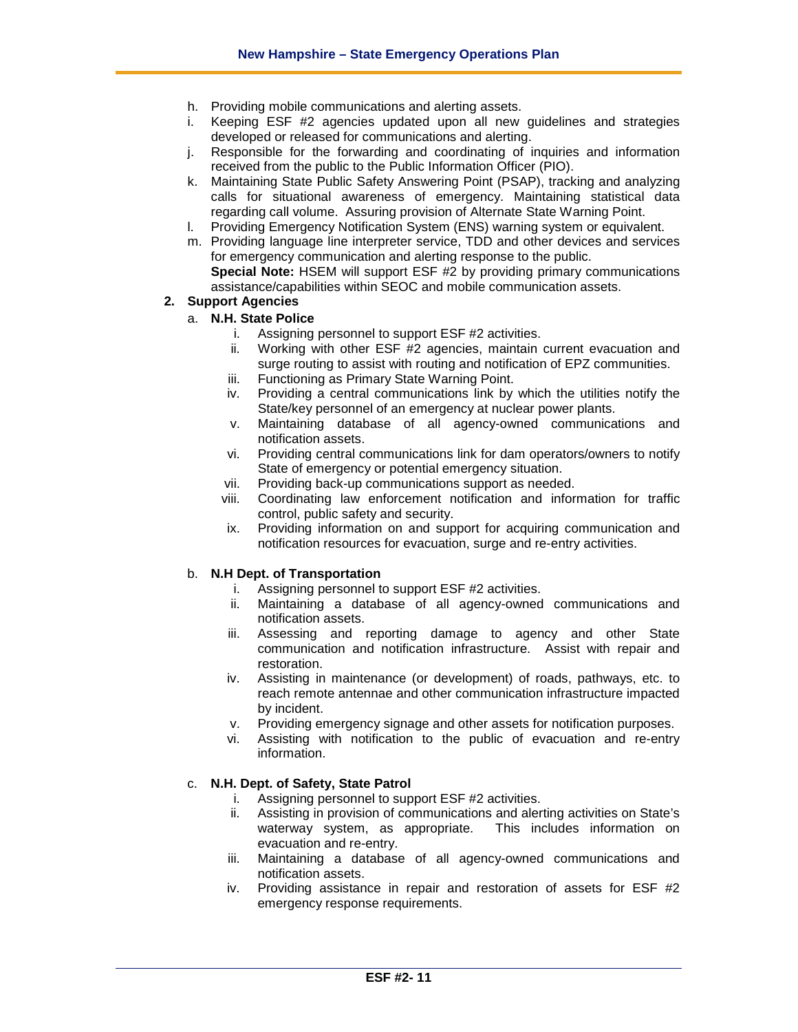h. Providing mobile communications and alerting assets.
i. Keeping ESF #2 agencies updated upon all new guidelines and strategies developed or released for communications and alerting.
j. Responsible for the forwarding and coordinating of inquiries and information received from the public to the Public Information Officer (PIO).
k. Maintaining State Public Safety Answering Point (PSAP), tracking and analyzing calls for situational awareness of emergency. Maintaining statistical data regarding call volume. Assuring provision of Alternate State Warning Point.
l. Providing Emergency Notification System (ENS) warning system or equivalent.
m. Providing language line interpreter service, TDD and other devices and services for emergency communication and alerting response to the public.

**Special Note:** HSEM will support ESF #2 by providing primary communications assistance/capabilities within SEOC and mobile communication assets.

**2. Support Agencies**

a. **N.H. State Police**

i. Assigning personnel to support ESF #2 activities.
ii. Working with other ESF #2 agencies, maintain current evacuation and surge routing to assist with routing and notification of EPZ communities.
iii. Functioning as Primary State Warning Point.
iv. Providing a central communications link by which the utilities notify the State/key personnel of an emergency at nuclear power plants.
v. Maintaining database of all agency-owned communications and notification assets.
vi. Providing central communications link for dam operators/owners to notify State of emergency or potential emergency situation.
vii. Providing back-up communications support as needed.
viii. Coordinating law enforcement notification and information for traffic control, public safety and security.
ix. Providing information on and support for acquiring communication and notification resources for evacuation, surge and re-entry activities.

b. **N.H Dept. of Transportation**

i. Assigning personnel to support ESF #2 activities.
ii. Maintaining a database of all agency-owned communications and notification assets.
iii. Assessing and reporting damage to agency and other State communication and notification infrastructure. Assist with repair and restoration.
iv. Assisting in maintenance (or development) of roads, pathways, etc. to reach remote antennae and other communication infrastructure impacted by incident.
v. Providing emergency signage and other assets for notification purposes.
vi. Assisting with notification to the public of evacuation and re-entry information.

c. **N.H. Dept. of Safety, State Patrol**

i. Assigning personnel to support ESF #2 activities.
ii. Assisting in provision of communications and alerting activities on State's waterway system, as appropriate. This includes information on evacuation and re-entry.
iii. Maintaining a database of all agency-owned communications and notification assets.
iv. Providing assistance in repair and restoration of assets for ESF #2 emergency response requirements.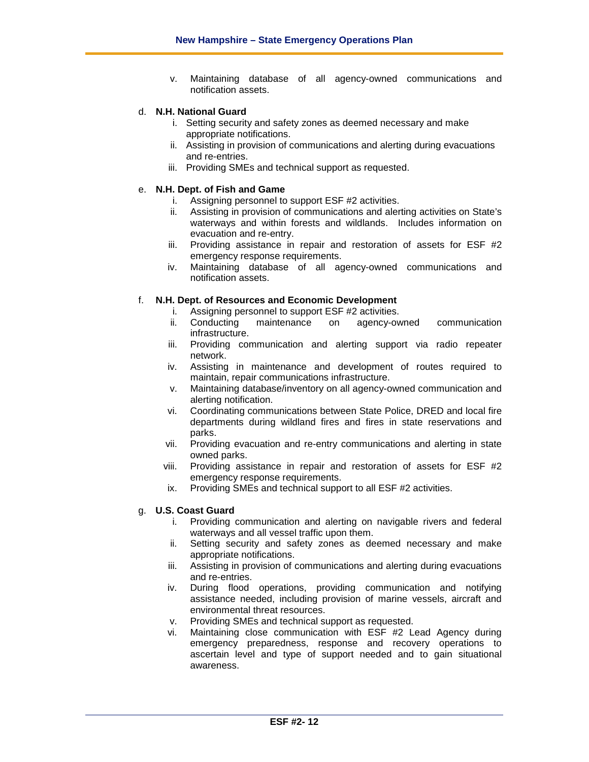v. Maintaining database of all agency-owned communications and notification assets.

d. **N.H. National Guard**
   i. Setting security and safety zones as deemed necessary and make appropriate notifications.
   ii. Assisting in provision of communications and alerting during evacuations and re-entries.
   iii. Providing SMEs and technical support as requested.

e. **N.H. Dept. of Fish and Game**
   i. Assigning personnel to support ESF #2 activities.
   ii. Assisting in provision of communications and alerting activities on State's waterways and within forests and wildlands. Includes information on evacuation and re-entry.
   iii. Providing assistance in repair and restoration of assets for ESF #2 emergency response requirements.
   iv. Maintaining database of all agency-owned communications and notification assets.

f. **N.H. Dept. of Resources and Economic Development**
   i. Assigning personnel to support ESF #2 activities.
   ii. Conducting maintenance on agency-owned communication infrastructure.
   iii. Providing communication and alerting support via radio repeater network.
   iv. Assisting in maintenance and development of routes required to maintain, repair communications infrastructure.
   v. Maintaining database/inventory on all agency-owned communication and alerting notification.
   vi. Coordinating communications between State Police, DRED and local fire departments during wildland fires and fires in state reservations and parks.
   vii. Providing evacuation and re-entry communications and alerting in state owned parks.
   viii. Providing assistance in repair and restoration of assets for ESF #2 emergency response requirements.
   ix. Providing SMEs and technical support to all ESF #2 activities.

g. **U.S. Coast Guard**
   i. Providing communication and alerting on navigable rivers and federal waterways and all vessel traffic upon them.
   ii. Setting security and safety zones as deemed necessary and make appropriate notifications.
   iii. Assisting in provision of communications and alerting during evacuations and re-entries.
   iv. During flood operations, providing communication and notifying assistance needed, including provision of marine vessels, aircraft and environmental threat resources.
   v. Providing SMEs and technical support as requested.
   vi. Maintaining close communication with ESF #2 Lead Agency during emergency preparedness, response and recovery operations to ascertain level and type of support needed and to gain situational awareness.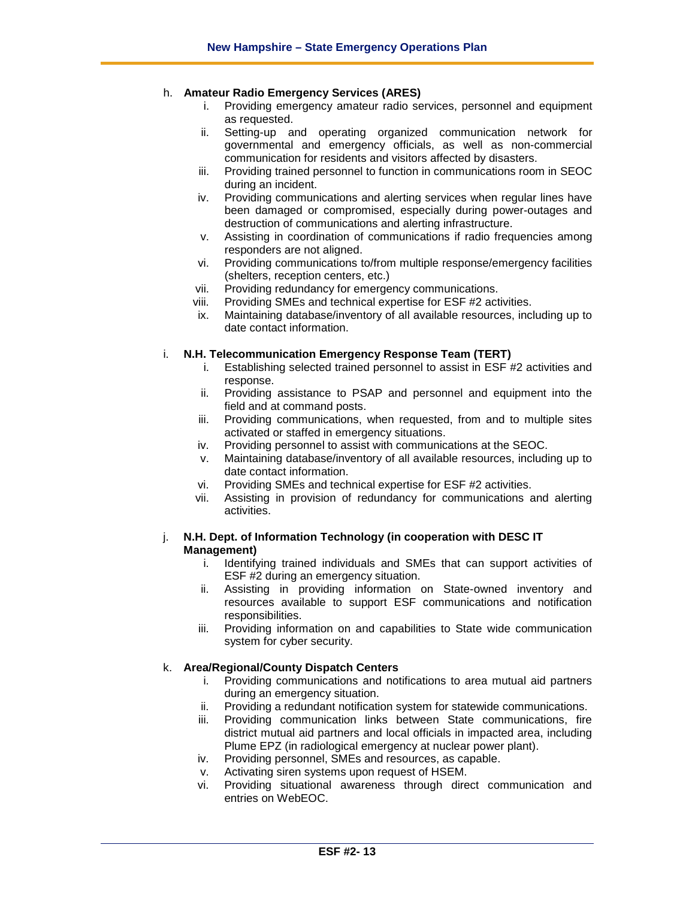h. **Amateur Radio Emergency Services (ARES)**

   i. Providing emergency amateur radio services, personnel and equipment as requested.
   ii. Setting-up and operating organized communication network for governmental and emergency officials, as well as non-commercial communication for residents and visitors affected by disasters.
   iii. Providing trained personnel to function in communications room in SEOC during an incident.
   iv. Providing communications and alerting services when regular lines have been damaged or compromised, especially during power-outages and destruction of communications and alerting infrastructure.
   v. Assisting in coordination of communications if radio frequencies among responders are not aligned.
   vi. Providing communications to/from multiple response/emergency facilities (shelters, reception centers, etc.)
   vii. Providing redundancy for emergency communications.
   viii. Providing SMEs and technical expertise for ESF #2 activities.
   ix. Maintaining database/inventory of all available resources, including up to date contact information.

i. **N.H. Telecommunication Emergency Response Team (TERT)**

   i. Establishing selected trained personnel to assist in ESF #2 activities and response.
   ii. Providing assistance to PSAP and personnel and equipment into the field and at command posts.
   iii. Providing communications, when requested, from and to multiple sites activated or staffed in emergency situations.
   iv. Providing personnel to assist with communications at the SEOC.
   v. Maintaining database/inventory of all available resources, including up to date contact information.
   vi. Providing SMEs and technical expertise for ESF #2 activities.
   vii. Assisting in provision of redundancy for communications and alerting activities.

j. **N.H. Dept. of Information Technology (in cooperation with DESC IT Management)**

   i. Identifying trained individuals and SMEs that can support activities of ESF #2 during an emergency situation.
   ii. Assisting in providing information on State-owned inventory and resources available to support ESF communications and notification responsibilities.
   iii. Providing information on and capabilities to State wide communication system for cyber security.

k. **Area/Regional/County Dispatch Centers**

   i. Providing communications and notifications to area mutual aid partners during an emergency situation.
   ii. Providing a redundant notification system for statewide communications.
   iii. Providing communication links between State communications, fire district mutual aid partners and local officials in impacted area, including Plume EPZ (in radiological emergency at nuclear power plant).
   iv. Providing personnel, SMEs and resources, as capable.
   v. Activating siren systems upon request of HSEM.
   vi. Providing situational awareness through direct communication and entries on WebEOC.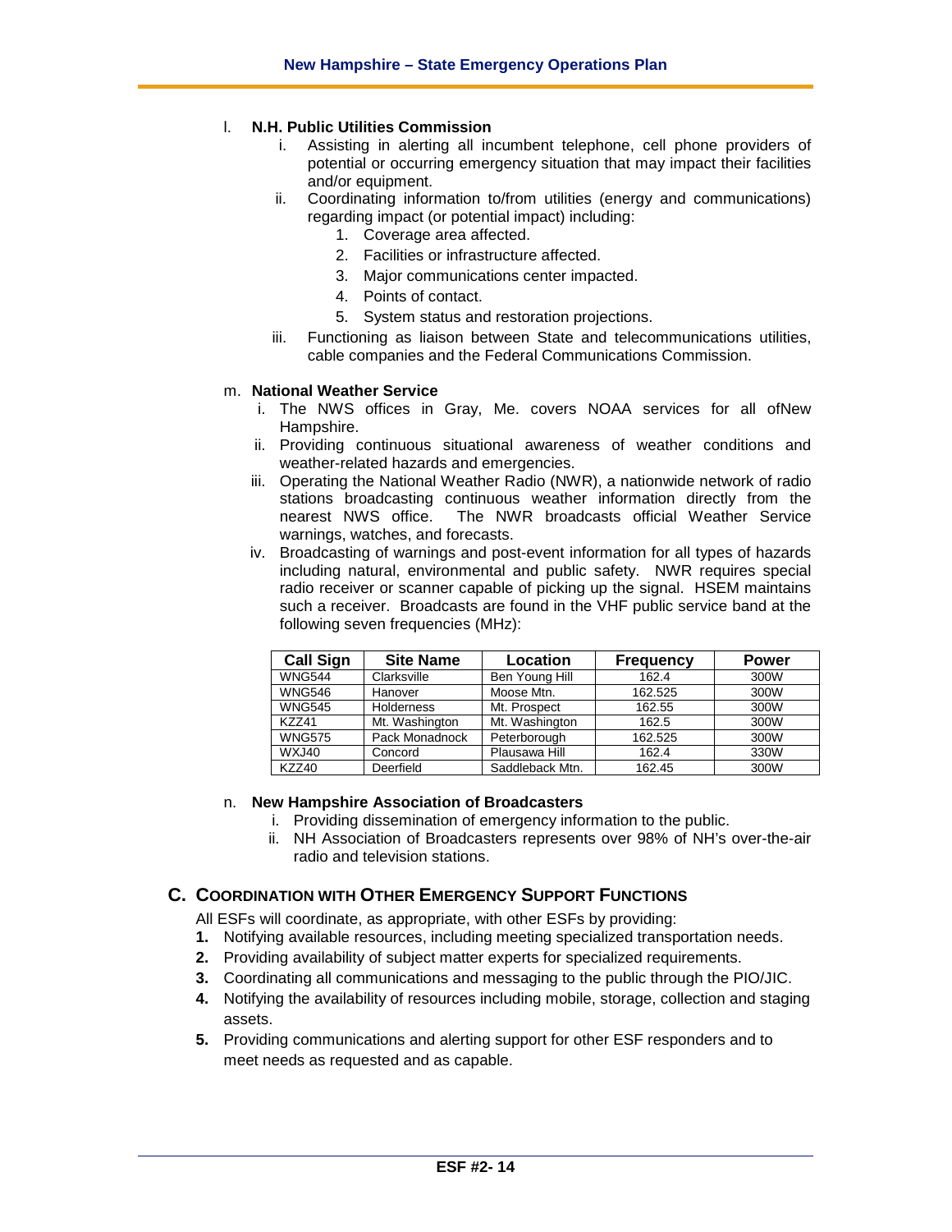l. **N.H. Public Utilities Commission**
   i. Assisting in alerting all incumbent telephone, cell phone providers of potential or occurring emergency situation that may impact their facilities and/or equipment.
   ii. Coordinating information to/from utilities (energy and communications) regarding impact (or potential impact) including:
      1. Coverage area affected.
      2. Facilities or infrastructure affected.
      3. Major communications center impacted.
      4. Points of contact.
      5. System status and restoration projections.
   iii. Functioning as liaison between State and telecommunications utilities, cable companies and the Federal Communications Commission.

m. **National Weather Service**
   i. The NWS offices in Gray, Me. covers NOAA services for all ofNew Hampshire.
   ii. Providing continuous situational awareness of weather conditions and weather-related hazards and emergencies.
   iii. Operating the National Weather Radio (NWR), a nationwide network of radio stations broadcasting continuous weather information directly from the nearest NWS office. The NWR broadcasts official Weather Service warnings, watches, and forecasts.
   iv. Broadcasting of warnings and post-event information for all types of hazards including natural, environmental and public safety. NWR requires special radio receiver or scanner capable of picking up the signal. HSEM maintains such a receiver. Broadcasts are found in the VHF public service band at the following seven frequencies (MHz):

| Call Sign | Site Name | Location | Frequency | Power |
|---|---|---|---|---|
| WNG544 | Clarksville | Ben Young Hill | 162.4 | 300W |
| WNG546 | Hanover | Moose Mtn. | 162.525 | 300W |
| WNG545 | Holderness | Mt. Prospect | 162.55 | 300W |
| KZZ41 | Mt. Washington | Mt. Washington | 162.5 | 300W |
| WNG575 | Pack Monadnock | Peterborough | 162.525 | 300W |
| WXJ40 | Concord | Plausawa Hill | 162.4 | 330W |
| KZZ40 | Deerfield | Saddleback Mtn. | 162.45 | 300W |

n. **New Hampshire Association of Broadcasters**
   i. Providing dissemination of emergency information to the public.
   ii. NH Association of Broadcasters represents over 98% of NH's over-the-air radio and television stations.

## C. Coordination with Other Emergency Support Functions

All ESFs will coordinate, as appropriate, with other ESFs by providing:

1. Notifying available resources, including meeting specialized transportation needs.
2. Providing availability of subject matter experts for specialized requirements.
3. Coordinating all communications and messaging to the public through the PIO/JIC.
4. Notifying the availability of resources including mobile, storage, collection and staging assets.
5. Providing communications and alerting support for other ESF responders and to meet needs as requested and as capable.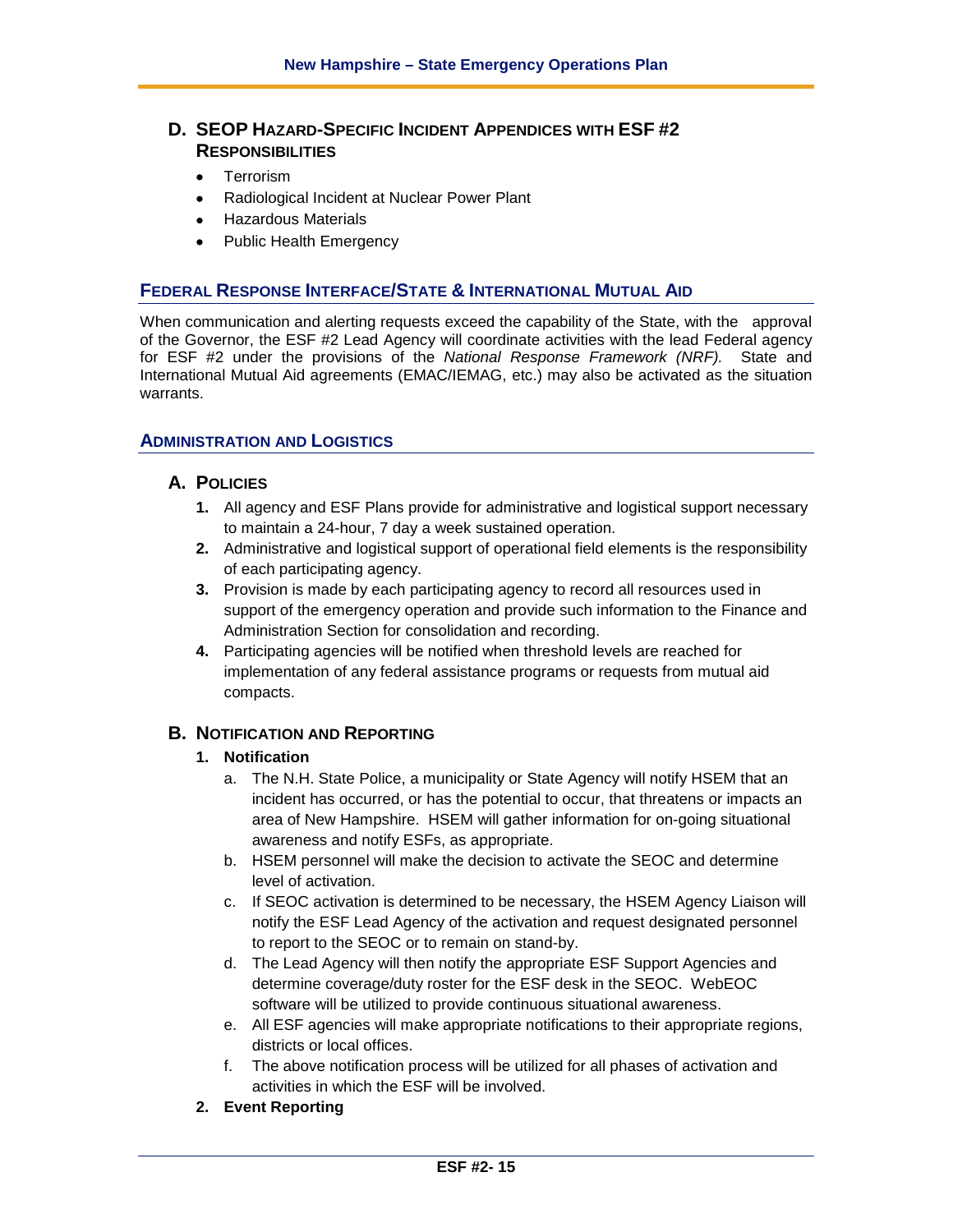### D. SEOP Hazard-Specific Incident Appendices with ESF #2 Responsibilities

- Terrorism
- Radiological Incident at Nuclear Power Plant
- Hazardous Materials
- Public Health Emergency

## Federal Response Interface/State & International Mutual Aid

When communication and alerting requests exceed the capability of the State, with the approval of the Governor, the ESF #2 Lead Agency will coordinate activities with the lead Federal agency for ESF #2 under the provisions of the *National Response Framework (NRF).* State and International Mutual Aid agreements (EMAC/IEMAG, etc.) may also be activated as the situation warrants.

## Administration and Logistics

### A. Policies

1. All agency and ESF Plans provide for administrative and logistical support necessary to maintain a 24-hour, 7 day a week sustained operation.
2. Administrative and logistical support of operational field elements is the responsibility of each participating agency.
3. Provision is made by each participating agency to record all resources used in support of the emergency operation and provide such information to the Finance and Administration Section for consolidation and recording.
4. Participating agencies will be notified when threshold levels are reached for implementation of any federal assistance programs or requests from mutual aid compacts.

### B. Notification and Reporting

1. **Notification**
   a. The N.H. State Police, a municipality or State Agency will notify HSEM that an incident has occurred, or has the potential to occur, that threatens or impacts an area of New Hampshire. HSEM will gather information for on-going situational awareness and notify ESFs, as appropriate.
   b. HSEM personnel will make the decision to activate the SEOC and determine level of activation.
   c. If SEOC activation is determined to be necessary, the HSEM Agency Liaison will notify the ESF Lead Agency of the activation and request designated personnel to report to the SEOC or to remain on stand-by.
   d. The Lead Agency will then notify the appropriate ESF Support Agencies and determine coverage/duty roster for the ESF desk in the SEOC. WebEOC software will be utilized to provide continuous situational awareness.
   e. All ESF agencies will make appropriate notifications to their appropriate regions, districts or local offices.
   f. The above notification process will be utilized for all phases of activation and activities in which the ESF will be involved.
2. **Event Reporting**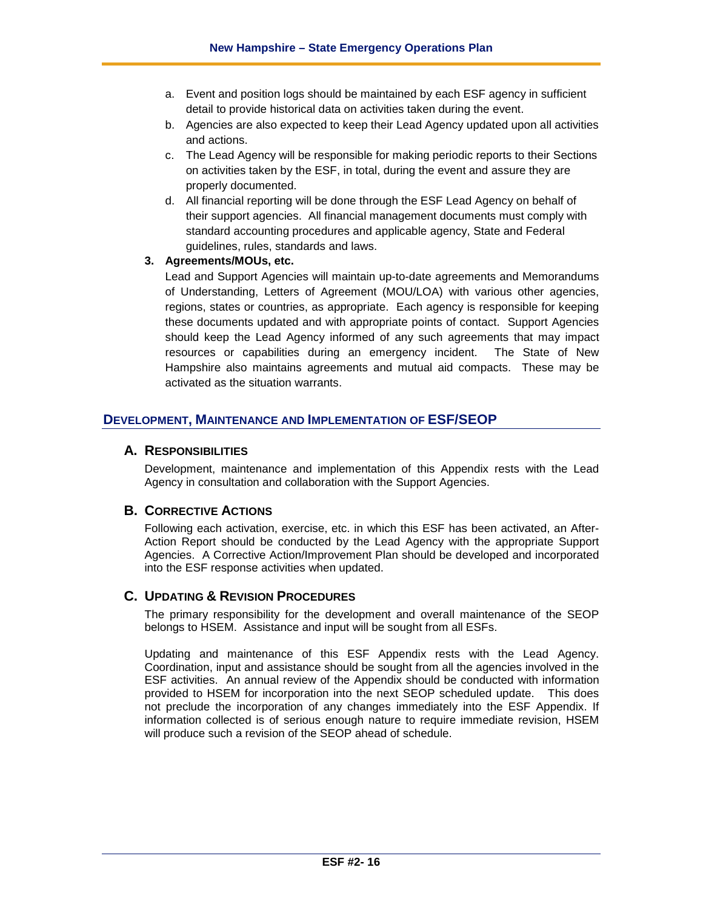a. Event and position logs should be maintained by each ESF agency in sufficient detail to provide historical data on activities taken during the event.
b. Agencies are also expected to keep their Lead Agency updated upon all activities and actions.
c. The Lead Agency will be responsible for making periodic reports to their Sections on activities taken by the ESF, in total, during the event and assure they are properly documented.
d. All financial reporting will be done through the ESF Lead Agency on behalf of their support agencies. All financial management documents must comply with standard accounting procedures and applicable agency, State and Federal guidelines, rules, standards and laws.

**3. Agreements/MOUs, etc.**

Lead and Support Agencies will maintain up-to-date agreements and Memorandums of Understanding, Letters of Agreement (MOU/LOA) with various other agencies, regions, states or countries, as appropriate. Each agency is responsible for keeping these documents updated and with appropriate points of contact. Support Agencies should keep the Lead Agency informed of any such agreements that may impact resources or capabilities during an emergency incident. The State of New Hampshire also maintains agreements and mutual aid compacts. These may be activated as the situation warrants.

## DEVELOPMENT, MAINTENANCE AND IMPLEMENTATION OF ESF/SEOP

### A. RESPONSIBILITIES

Development, maintenance and implementation of this Appendix rests with the Lead Agency in consultation and collaboration with the Support Agencies.

### B. CORRECTIVE ACTIONS

Following each activation, exercise, etc. in which this ESF has been activated, an After-Action Report should be conducted by the Lead Agency with the appropriate Support Agencies. A Corrective Action/Improvement Plan should be developed and incorporated into the ESF response activities when updated.

### C. UPDATING & REVISION PROCEDURES

The primary responsibility for the development and overall maintenance of the SEOP belongs to HSEM. Assistance and input will be sought from all ESFs.

Updating and maintenance of this ESF Appendix rests with the Lead Agency. Coordination, input and assistance should be sought from all the agencies involved in the ESF activities. An annual review of the Appendix should be conducted with information provided to HSEM for incorporation into the next SEOP scheduled update. This does not preclude the incorporation of any changes immediately into the ESF Appendix. If information collected is of serious enough nature to require immediate revision, HSEM will produce such a revision of the SEOP ahead of schedule.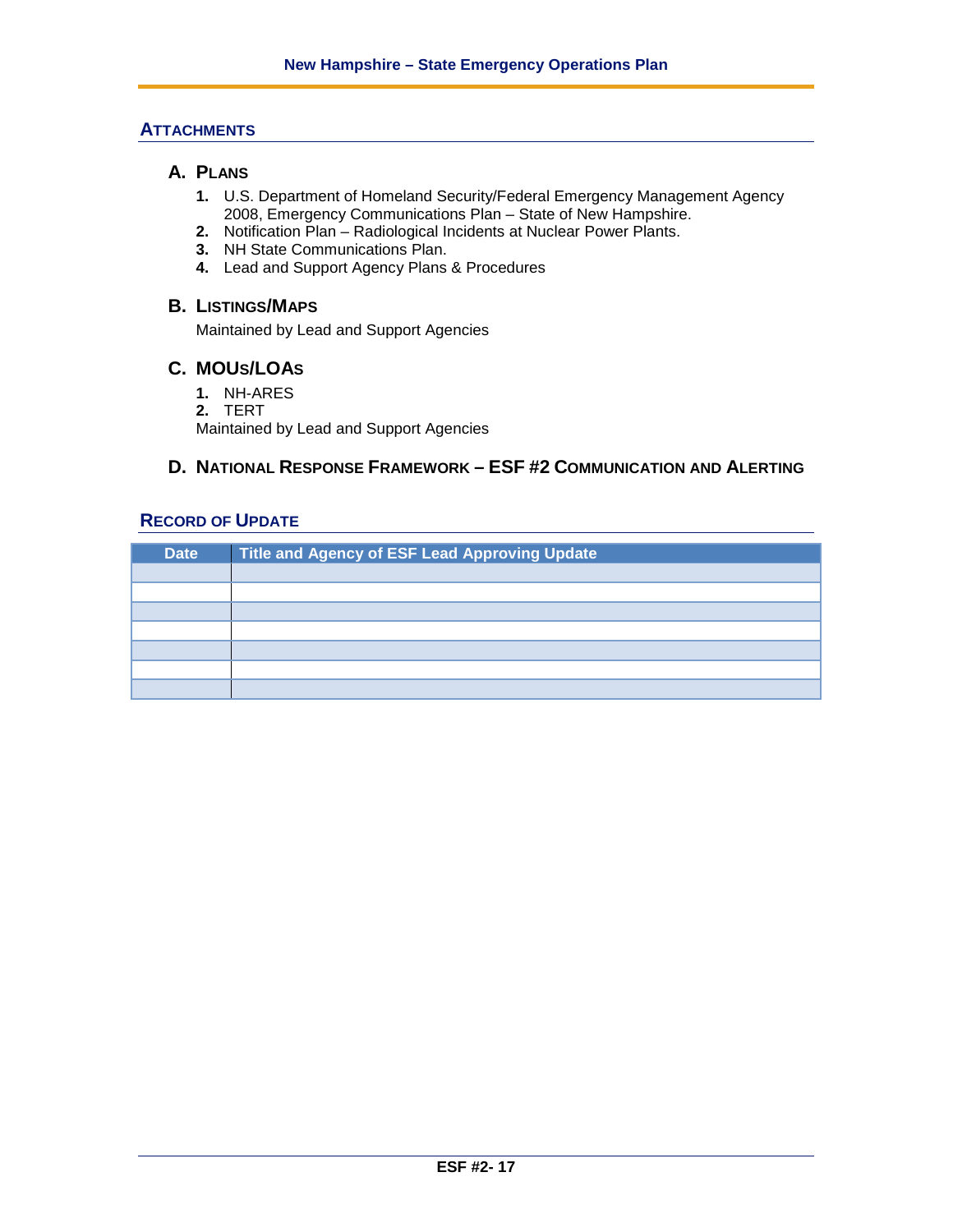## ATTACHMENTS

### A. PLANS

1. U.S. Department of Homeland Security/Federal Emergency Management Agency 2008, Emergency Communications Plan – State of New Hampshire.
2. Notification Plan – Radiological Incidents at Nuclear Power Plants.
3. NH State Communications Plan.
4. Lead and Support Agency Plans & Procedures

### B. LISTINGS/MAPS

Maintained by Lead and Support Agencies

### C. MOUS/LOAS

1. NH-ARES
2. TERT

Maintained by Lead and Support Agencies

### D. NATIONAL RESPONSE FRAMEWORK – ESF #2 COMMUNICATION AND ALERTING

## RECORD OF UPDATE

| Date | Title and Agency of ESF Lead Approving Update |
|---|---|
| | |
| | |
| | |
| | |
| | |
| | |
| | |